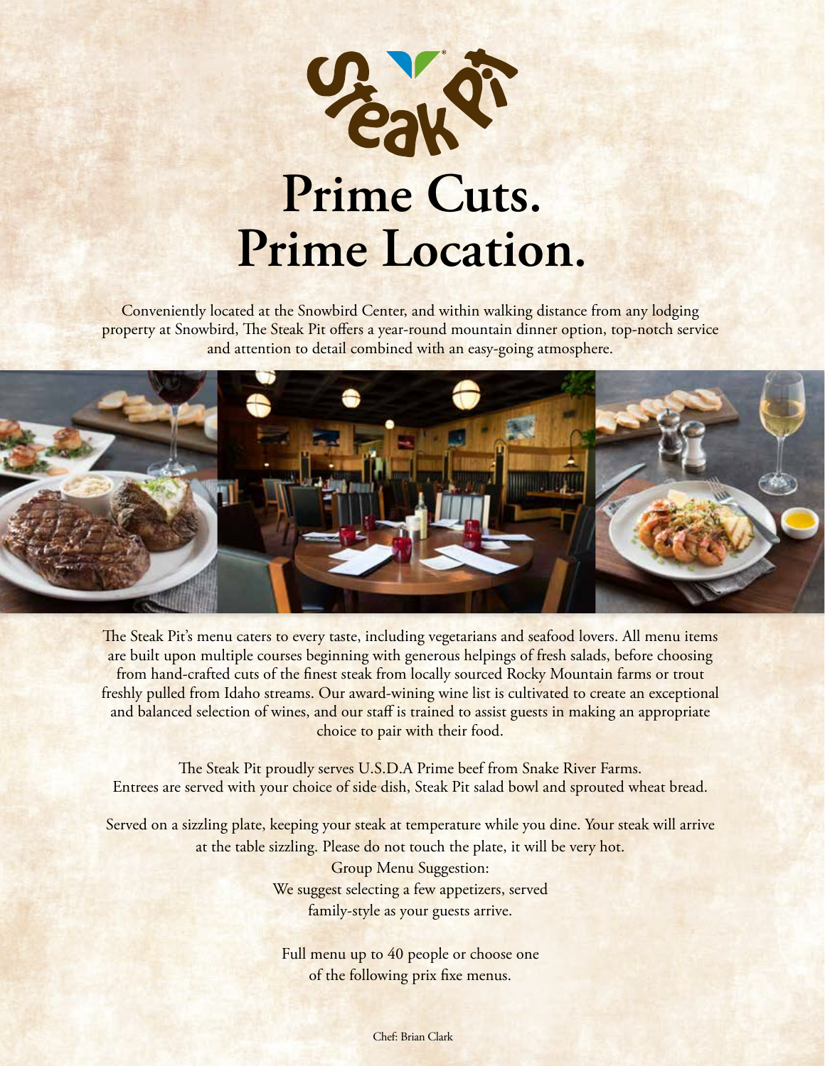# Steak Pit

# Prime Cuts. Prime Location.

Conveniently located at the Snowbird Center, and within walking distance from any lodging property at Snowbird, The Steak Pit offers a year-round mountain dinner option, top-notch service and attention to detail combined with an easy-going atmosphere.

The Steak Pit's menu caters to every taste, including vegetarians and seafood lovers. All menu items are built upon multiple courses beginning with generous helpings of fresh salads, before choosing from hand-crafted cuts of the finest steak from locally sourced Rocky Mountain farms or trout freshly pulled from Idaho streams. Our award-wining wine list is cultivated to create an exceptional and balanced selection of wines, and our staff is trained to assist guests in making an appropriate choice to pair with their food.

The Steak Pit proudly serves U.S.D.A Prime beef from Snake River Farms. Entrees are served with your choice of side dish, Steak Pit salad bowl and sprouted wheat bread.

Served on a sizzling plate, keeping your steak at temperature while you dine. Your steak will arrive at the table sizzling. Please do not touch the plate, it will be very hot.

Group Menu Suggestion:
We suggest selecting a few appetizers, served family-style as your guests arrive.

Full menu up to 40 people or choose one of the following prix fixe menus.

Chef: Brian Clark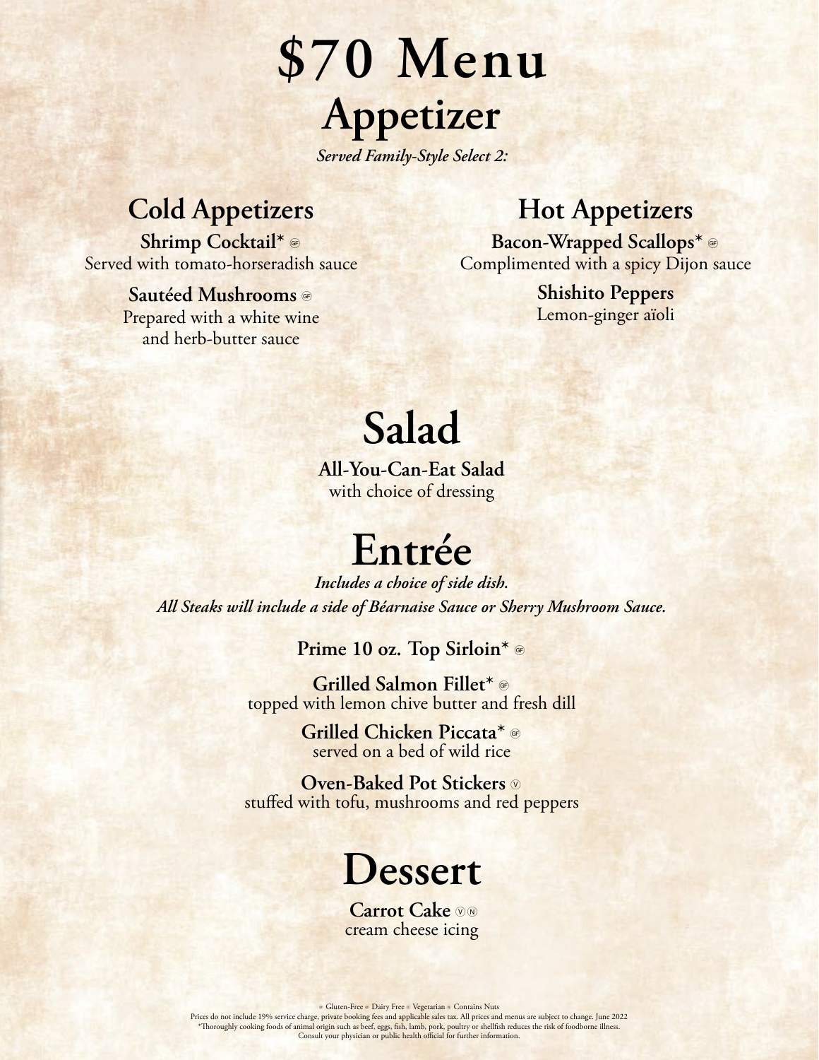# $70 Menu

## Appetizer

*Served Family-Style Select 2:*

### Cold Appetizers

**Shrimp Cocktail*** GF
Served with tomato-horseradish sauce

**Sautéed Mushrooms** GF
Prepared with a white wine and herb-butter sauce

### Hot Appetizers

**Bacon-Wrapped Scallops*** GF
Complimented with a spicy Dijon sauce

**Shishito Peppers**
Lemon-ginger aïoli

## Salad

**All-You-Can-Eat Salad**
with choice of dressing

## Entrée

*Includes a choice of side dish.*
*All Steaks will include a side of Béarnaise Sauce or Sherry Mushroom Sauce.*

**Prime 10 oz. Top Sirloin*** GF

**Grilled Salmon Fillet*** GF
topped with lemon chive butter and fresh dill

**Grilled Chicken Piccata*** GF
served on a bed of wild rice

**Oven-Baked Pot Stickers** V
stuffed with tofu, mushrooms and red peppers

## Dessert

**Carrot Cake** V N
cream cheese icing

GF Gluten-Free DF Dairy Free V Vegetarian N Contains Nuts
Prices do not include 19% service charge, private booking fees and applicable sales tax. All prices and menus are subject to change. June 2022
*Thoroughly cooking foods of animal origin such as beef, eggs, fish, lamb, pork, poultry or shellfish reduces the risk of foodborne illness.
Consult your physician or public health official for further information.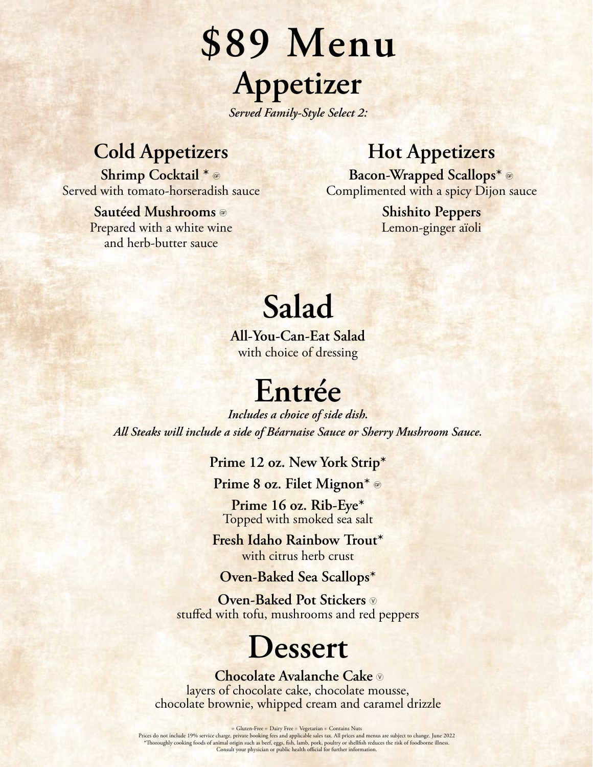# $89 Menu

## Appetizer

*Served Family-Style Select 2:*

### Cold Appetizers

**Shrimp Cocktail** * ⓖ
Served with tomato-horseradish sauce

**Sautéed Mushrooms** ⓖ
Prepared with a white wine and herb-butter sauce

### Hot Appetizers

**Bacon-Wrapped Scallops*** ⓖ
Complimented with a spicy Dijon sauce

**Shishito Peppers**
Lemon-ginger aïoli

## Salad

**All-You-Can-Eat Salad**
with choice of dressing

## Entrée

*Includes a choice of side dish.*
*All Steaks will include a side of Béarnaise Sauce or Sherry Mushroom Sauce.*

**Prime 12 oz. New York Strip***

**Prime 8 oz. Filet Mignon*** ⓖ

**Prime 16 oz. Rib-Eye***
Topped with smoked sea salt

**Fresh Idaho Rainbow Trout***
with citrus herb crust

**Oven-Baked Sea Scallops***

**Oven-Baked Pot Stickers** ⓥ
stuffed with tofu, mushrooms and red peppers

## Dessert

**Chocolate Avalanche Cake** ⓥ
layers of chocolate cake, chocolate mousse, chocolate brownie, whipped cream and caramel drizzle

ⓖ Gluten-Free ⓓ Dairy Free ⓥ Vegetarian ⓝ Contains Nuts

Prices do not include 19% service charge, private booking fees and applicable sales tax. All prices and menus are subject to change. June 2022

*Thoroughly cooking foods of animal origin such as beef, eggs, fish, lamb, pork, poultry or shellfish reduces the risk of foodborne illness. Consult your physician or public health official for further information.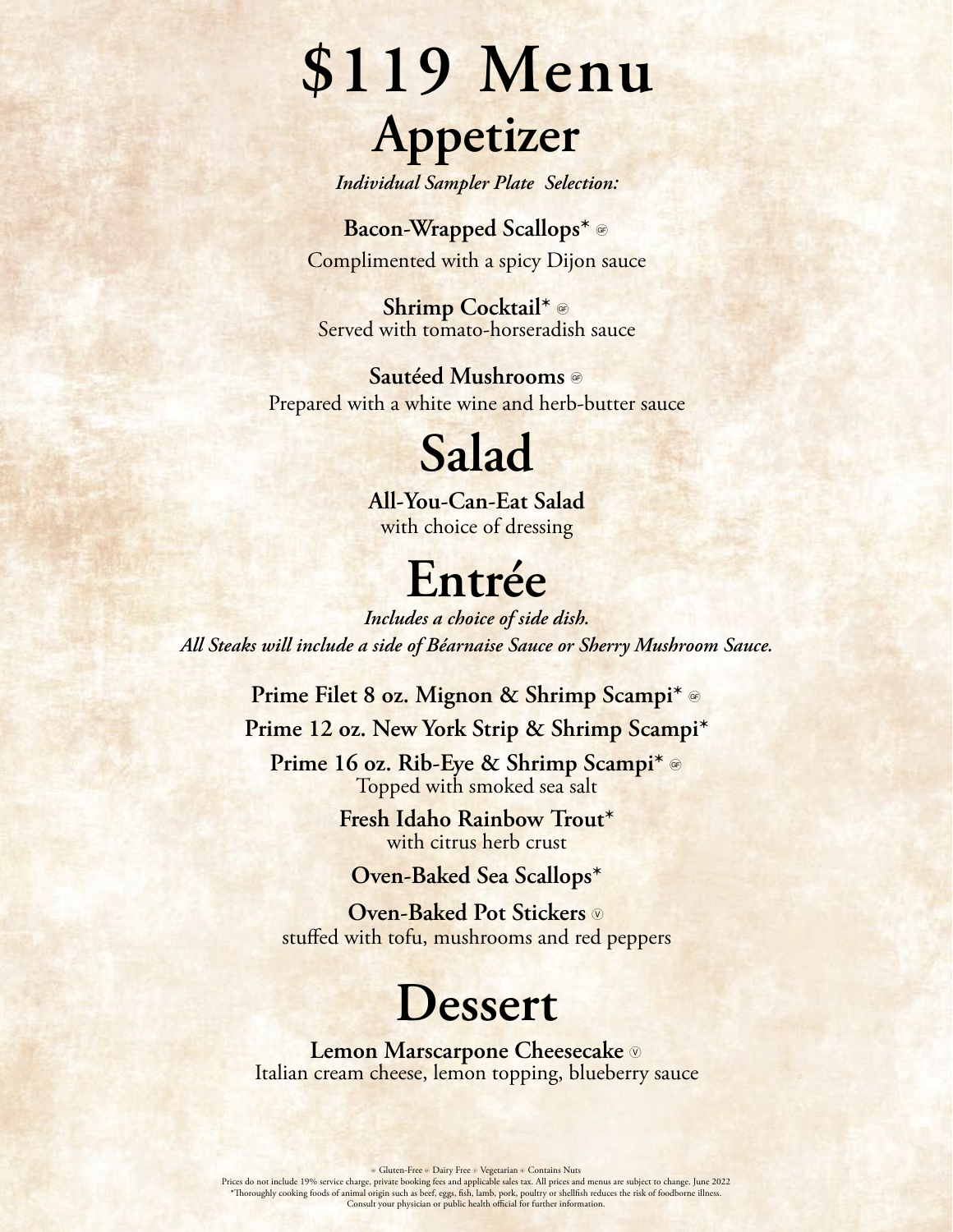# $119 Menu

## Appetizer

*Individual Sampler Plate Selection:*

**Bacon-Wrapped Scallops*** GF
Complimented with a spicy Dijon sauce

**Shrimp Cocktail*** GF
Served with tomato-horseradish sauce

**Sautéed Mushrooms** GF
Prepared with a white wine and herb-butter sauce

## Salad

**All-You-Can-Eat Salad**
with choice of dressing

## Entrée

*Includes a choice of side dish.*
*All Steaks will include a side of Béarnaise Sauce or Sherry Mushroom Sauce.*

**Prime Filet 8 oz. Mignon & Shrimp Scampi*** GF

**Prime 12 oz. New York Strip & Shrimp Scampi***

**Prime 16 oz. Rib-Eye & Shrimp Scampi*** GF
Topped with smoked sea salt

**Fresh Idaho Rainbow Trout***
with citrus herb crust

**Oven-Baked Sea Scallops***

**Oven-Baked Pot Stickers** V
stuffed with tofu, mushrooms and red peppers

## Dessert

**Lemon Marscarpone Cheesecake** V
Italian cream cheese, lemon topping, blueberry sauce

GF Gluten-Free DF Dairy Free V Vegetarian N Contains Nuts
Prices do not include 19% service charge, private booking fees and applicable sales tax. All prices and menus are subject to change. June 2022
*Thoroughly cooking foods of animal origin such as beef, eggs, fish, lamb, pork, poultry or shellfish reduces the risk of foodborne illness. Consult your physician or public health official for further information.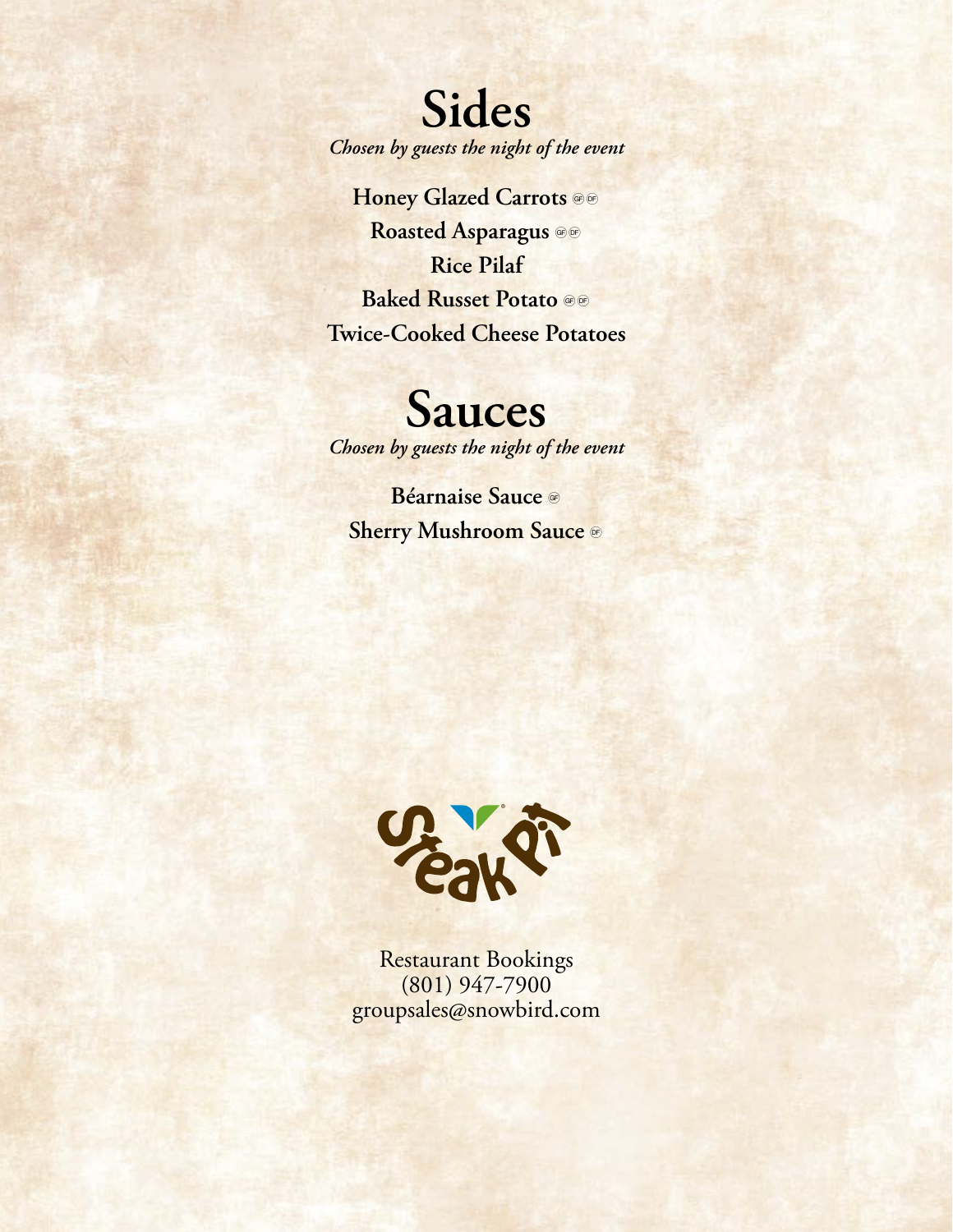# Sides

*Chosen by guests the night of the event*

**Honey Glazed Carrots** GF DF

**Roasted Asparagus** GF DF

**Rice Pilaf**

**Baked Russet Potato** GF DF

**Twice-Cooked Cheese Potatoes**

# Sauces

*Chosen by guests the night of the event*

**Béarnaise Sauce** GF

**Sherry Mushroom Sauce** DF

Restaurant Bookings
(801) 947-7900
groupsales@snowbird.com